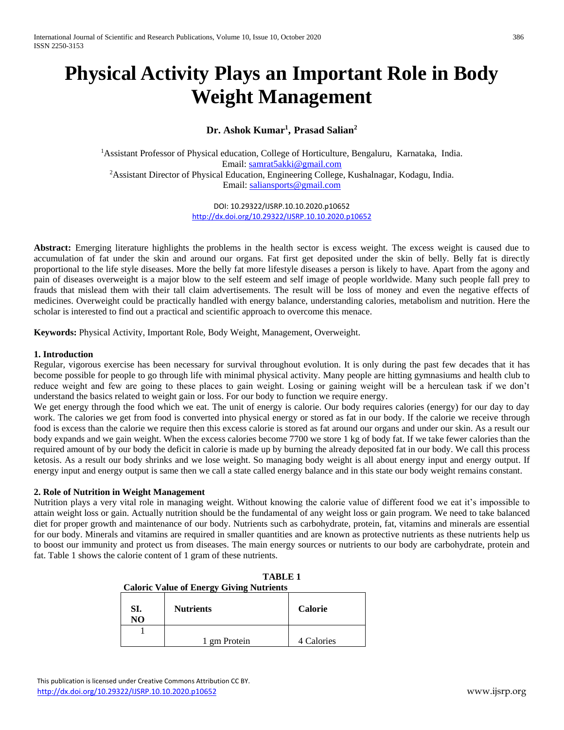# Physical Activity Plays an Important Role in Body Weight Management

**Dr. Ashok Kumar[1], Prasad Salian[2]**

[1]Assistant Professor of Physical education, College of Horticulture, Bengaluru, Karnataka, India.
Email: samrat5akki@gmail.com
[2]Assistant Director of Physical Education, Engineering College, Kushalnagar, Kodagu, India.
Email: saliansports@gmail.com

DOI: 10.29322/IJSRP.10.10.2020.p10652
http://dx.doi.org/10.29322/IJSRP.10.10.2020.p10652

**Abstract:** Emerging literature highlights the problems in the health sector is excess weight. The excess weight is caused due to accumulation of fat under the skin and around our organs. Fat first get deposited under the skin of belly. Belly fat is directly proportional to the life style diseases. More the belly fat more lifestyle diseases a person is likely to have. Apart from the agony and pain of diseases overweight is a major blow to the self esteem and self image of people worldwide. Many such people fall prey to frauds that mislead them with their tall claim advertisements. The result will be loss of money and even the negative effects of medicines. Overweight could be practically handled with energy balance, understanding calories, metabolism and nutrition. Here the scholar is interested to find out a practical and scientific approach to overcome this menace.

**Keywords:** Physical Activity, Important Role, Body Weight, Management, Overweight.

## 1. Introduction

Regular, vigorous exercise has been necessary for survival throughout evolution. It is only during the past few decades that it has become possible for people to go through life with minimal physical activity. Many people are hitting gymnasiums and health club to reduce weight and few are going to these places to gain weight. Losing or gaining weight will be a herculean task if we don't understand the basics related to weight gain or loss. For our body to function we require energy.

We get energy through the food which we eat. The unit of energy is calorie. Our body requires calories (energy) for our day to day work. The calories we get from food is converted into physical energy or stored as fat in our body. If the calorie we receive through food is excess than the calorie we require then this excess calorie is stored as fat around our organs and under our skin. As a result our body expands and we gain weight. When the excess calories become 7700 we store 1 kg of body fat. If we take fewer calories than the required amount of by our body the deficit in calorie is made up by burning the already deposited fat in our body. We call this process ketosis. As a result our body shrinks and we lose weight. So managing body weight is all about energy input and energy output. If energy input and energy output is same then we call a state called energy balance and in this state our body weight remains constant.

## 2. Role of Nutrition in Weight Management

Nutrition plays a very vital role in managing weight. Without knowing the calorie value of different food we eat it's impossible to attain weight loss or gain. Actually nutrition should be the fundamental of any weight loss or gain program. We need to take balanced diet for proper growth and maintenance of our body. Nutrients such as carbohydrate, protein, fat, vitamins and minerals are essential for our body. Minerals and vitamins are required in smaller quantities and are known as protective nutrients as these nutrients help us to boost our immunity and protect us from diseases. The main energy sources or nutrients to our body are carbohydrate, protein and fat. Table 1 shows the calorie content of 1 gram of these nutrients.

**TABLE 1**
**Caloric Value of Energy Giving Nutrients**

| SI. NO | Nutrients | Calorie |
|---|---|---|
| 1 | 1 gm Protein | 4 Calories |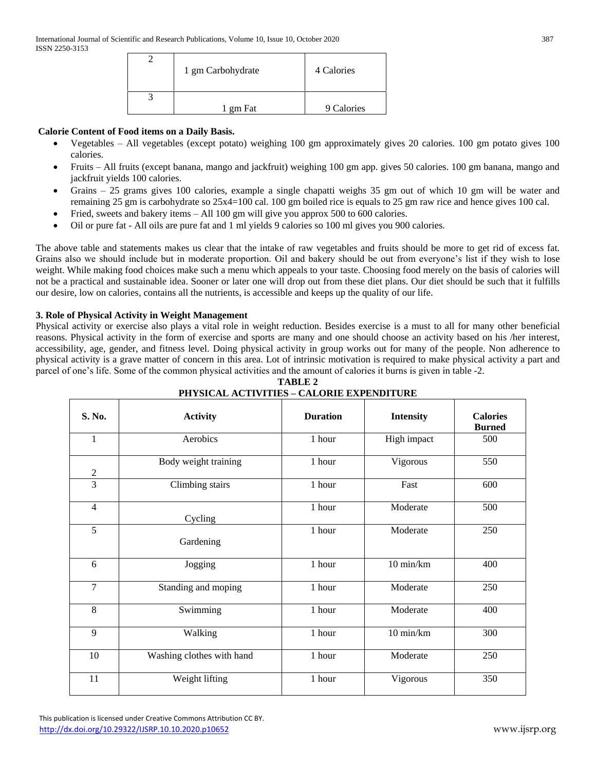| 2 | 1 gm Carbohydrate | 4 Calories |
|---|---|---|
| 3 | 1 gm Fat | 9 Calories |

**Calorie Content of Food items on a Daily Basis.**

- Vegetables – All vegetables (except potato) weighing 100 gm approximately gives 20 calories. 100 gm potato gives 100 calories.
- Fruits – All fruits (except banana, mango and jackfruit) weighing 100 gm app. gives 50 calories. 100 gm banana, mango and jackfruit yields 100 calories.
- Grains – 25 grams gives 100 calories, example a single chapatti weighs 35 gm out of which 10 gm will be water and remaining 25 gm is carbohydrate so 25x4=100 cal. 100 gm boiled rice is equals to 25 gm raw rice and hence gives 100 cal.
- Fried, sweets and bakery items – All 100 gm will give you approx 500 to 600 calories.
- Oil or pure fat - All oils are pure fat and 1 ml yields 9 calories so 100 ml gives you 900 calories.

The above table and statements makes us clear that the intake of raw vegetables and fruits should be more to get rid of excess fat. Grains also we should include but in moderate proportion. Oil and bakery should be out from everyone's list if they wish to lose weight. While making food choices make such a menu which appeals to your taste. Choosing food merely on the basis of calories will not be a practical and sustainable idea. Sooner or later one will drop out from these diet plans. Our diet should be such that it fulfills our desire, low on calories, contains all the nutrients, is accessible and keeps up the quality of our life.

### 3. Role of Physical Activity in Weight Management

Physical activity or exercise also plays a vital role in weight reduction. Besides exercise is a must to all for many other beneficial reasons. Physical activity in the form of exercise and sports are many and one should choose an activity based on his /her interest, accessibility, age, gender, and fitness level. Doing physical activity in group works out for many of the people. Non adherence to physical activity is a grave matter of concern in this area. Lot of intrinsic motivation is required to make physical activity a part and parcel of one's life. Some of the common physical activities and the amount of calories it burns is given in table -2.

**TABLE 2**
**PHYSICAL ACTIVITIES – CALORIE EXPENDITURE**

| S. No. | Activity | Duration | Intensity | Calories Burned |
|---|---|---|---|---|
| 1 | Aerobics | 1 hour | High impact | 500 |
| 2 | Body weight training | 1 hour | Vigorous | 550 |
| 3 | Climbing stairs | 1 hour | Fast | 600 |
| 4 | Cycling | 1 hour | Moderate | 500 |
| 5 | Gardening | 1 hour | Moderate | 250 |
| 6 | Jogging | 1 hour | 10 min/km | 400 |
| 7 | Standing and moping | 1 hour | Moderate | 250 |
| 8 | Swimming | 1 hour | Moderate | 400 |
| 9 | Walking | 1 hour | 10 min/km | 300 |
| 10 | Washing clothes with hand | 1 hour | Moderate | 250 |
| 11 | Weight lifting | 1 hour | Vigorous | 350 |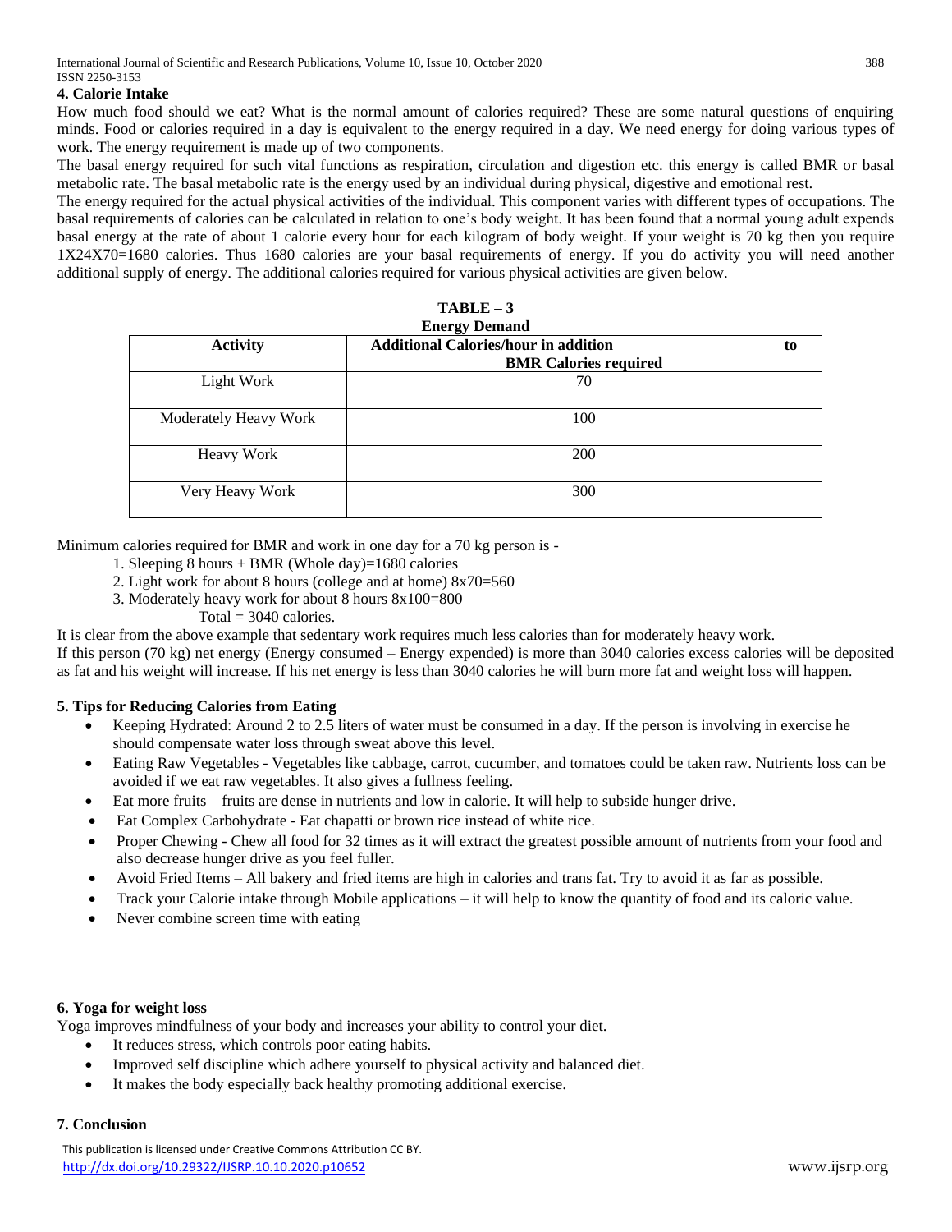## 4. Calorie Intake

How much food should we eat? What is the normal amount of calories required? These are some natural questions of enquiring minds. Food or calories required in a day is equivalent to the energy required in a day. We need energy for doing various types of work. The energy requirement is made up of two components.

The basal energy required for such vital functions as respiration, circulation and digestion etc. this energy is called BMR or basal metabolic rate. The basal metabolic rate is the energy used by an individual during physical, digestive and emotional rest.

The energy required for the actual physical activities of the individual. This component varies with different types of occupations. The basal requirements of calories can be calculated in relation to one's body weight. It has been found that a normal young adult expends basal energy at the rate of about 1 calorie every hour for each kilogram of body weight. If your weight is 70 kg then you require 1X24X70=1680 calories. Thus 1680 calories are your basal requirements of energy. If you do activity you will need another additional supply of energy. The additional calories required for various physical activities are given below.

**TABLE – 3**
**Energy Demand**

| Activity | Additional Calories/hour in addition to BMR Calories required |
| --- | --- |
| Light Work | 70 |
| Moderately Heavy Work | 100 |
| Heavy Work | 200 |
| Very Heavy Work | 300 |

Minimum calories required for BMR and work in one day for a 70 kg person is -

1. Sleeping 8 hours + BMR (Whole day)=1680 calories
2. Light work for about 8 hours (college and at home) 8x70=560
3. Moderately heavy work for about 8 hours 8x100=800

   Total = 3040 calories.

It is clear from the above example that sedentary work requires much less calories than for moderately heavy work.

If this person (70 kg) net energy (Energy consumed – Energy expended) is more than 3040 calories excess calories will be deposited as fat and his weight will increase. If his net energy is less than 3040 calories he will burn more fat and weight loss will happen.

## 5. Tips for Reducing Calories from Eating

- Keeping Hydrated: Around 2 to 2.5 liters of water must be consumed in a day. If the person is involving in exercise he should compensate water loss through sweat above this level.
- Eating Raw Vegetables - Vegetables like cabbage, carrot, cucumber, and tomatoes could be taken raw. Nutrients loss can be avoided if we eat raw vegetables. It also gives a fullness feeling.
- Eat more fruits – fruits are dense in nutrients and low in calorie. It will help to subside hunger drive.
- Eat Complex Carbohydrate - Eat chapatti or brown rice instead of white rice.
- Proper Chewing - Chew all food for 32 times as it will extract the greatest possible amount of nutrients from your food and also decrease hunger drive as you feel fuller.
- Avoid Fried Items – All bakery and fried items are high in calories and trans fat. Try to avoid it as far as possible.
- Track your Calorie intake through Mobile applications – it will help to know the quantity of food and its caloric value.
- Never combine screen time with eating

## 6. Yoga for weight loss

Yoga improves mindfulness of your body and increases your ability to control your diet.

- It reduces stress, which controls poor eating habits.
- Improved self discipline which adhere yourself to physical activity and balanced diet.
- It makes the body especially back healthy promoting additional exercise.

## 7. Conclusion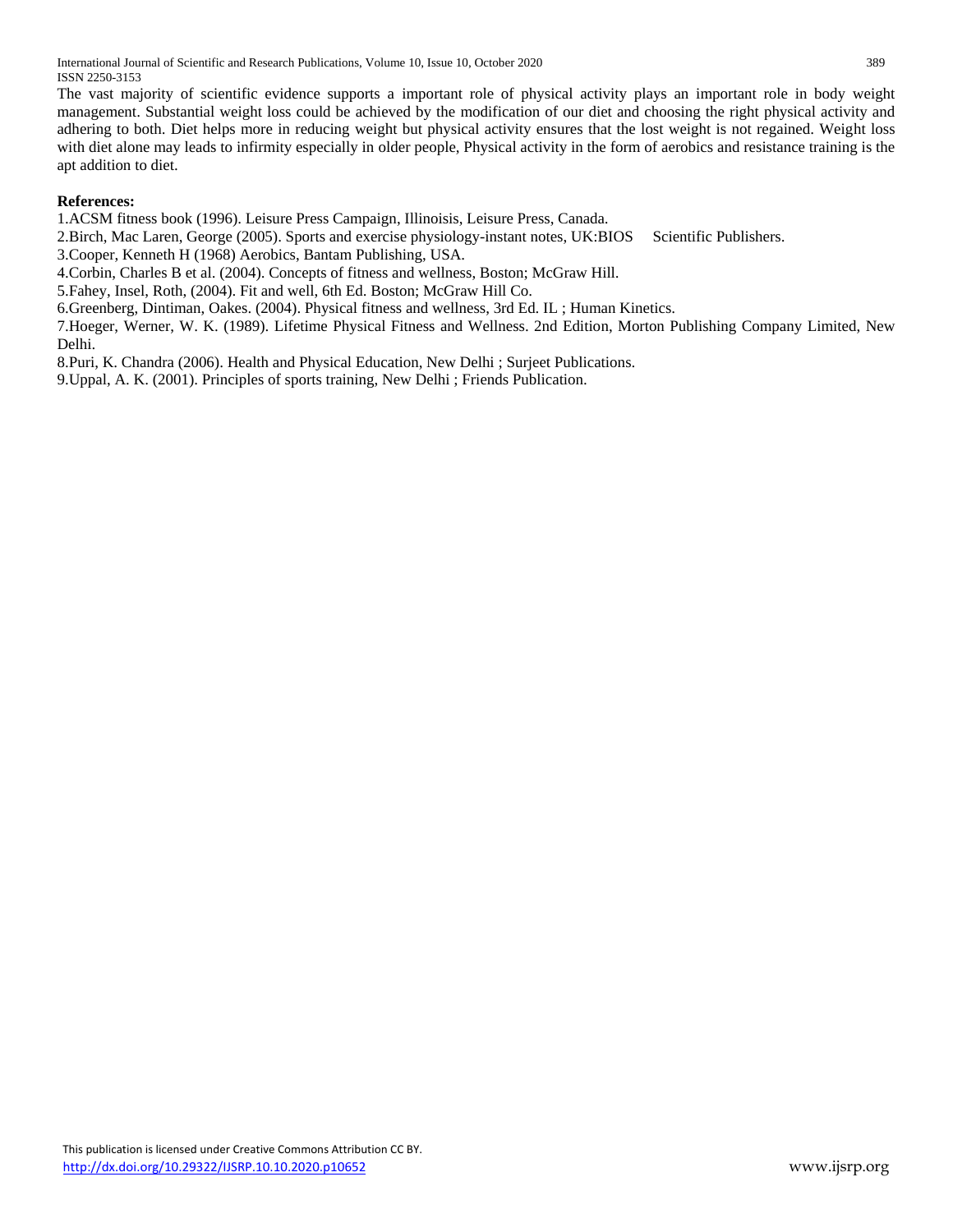The vast majority of scientific evidence supports a important role of physical activity plays an important role in body weight management. Substantial weight loss could be achieved by the modification of our diet and choosing the right physical activity and adhering to both. Diet helps more in reducing weight but physical activity ensures that the lost weight is not regained. Weight loss with diet alone may leads to infirmity especially in older people, Physical activity in the form of aerobics and resistance training is the apt addition to diet.

**References:**

1.ACSM fitness book (1996). Leisure Press Campaign, Illinoisis, Leisure Press, Canada.

2.Birch, Mac Laren, George (2005). Sports and exercise physiology-instant notes, UK:BIOS Scientific Publishers.

3.Cooper, Kenneth H (1968) Aerobics, Bantam Publishing, USA.

4.Corbin, Charles B et al. (2004). Concepts of fitness and wellness, Boston; McGraw Hill.

5.Fahey, Insel, Roth, (2004). Fit and well, 6th Ed. Boston; McGraw Hill Co.

6.Greenberg, Dintiman, Oakes. (2004). Physical fitness and wellness, 3rd Ed. IL ; Human Kinetics.

7.Hoeger, Werner, W. K. (1989). Lifetime Physical Fitness and Wellness. 2nd Edition, Morton Publishing Company Limited, New Delhi.

8.Puri, K. Chandra (2006). Health and Physical Education, New Delhi ; Surjeet Publications.

9.Uppal, A. K. (2001). Principles of sports training, New Delhi ; Friends Publication.